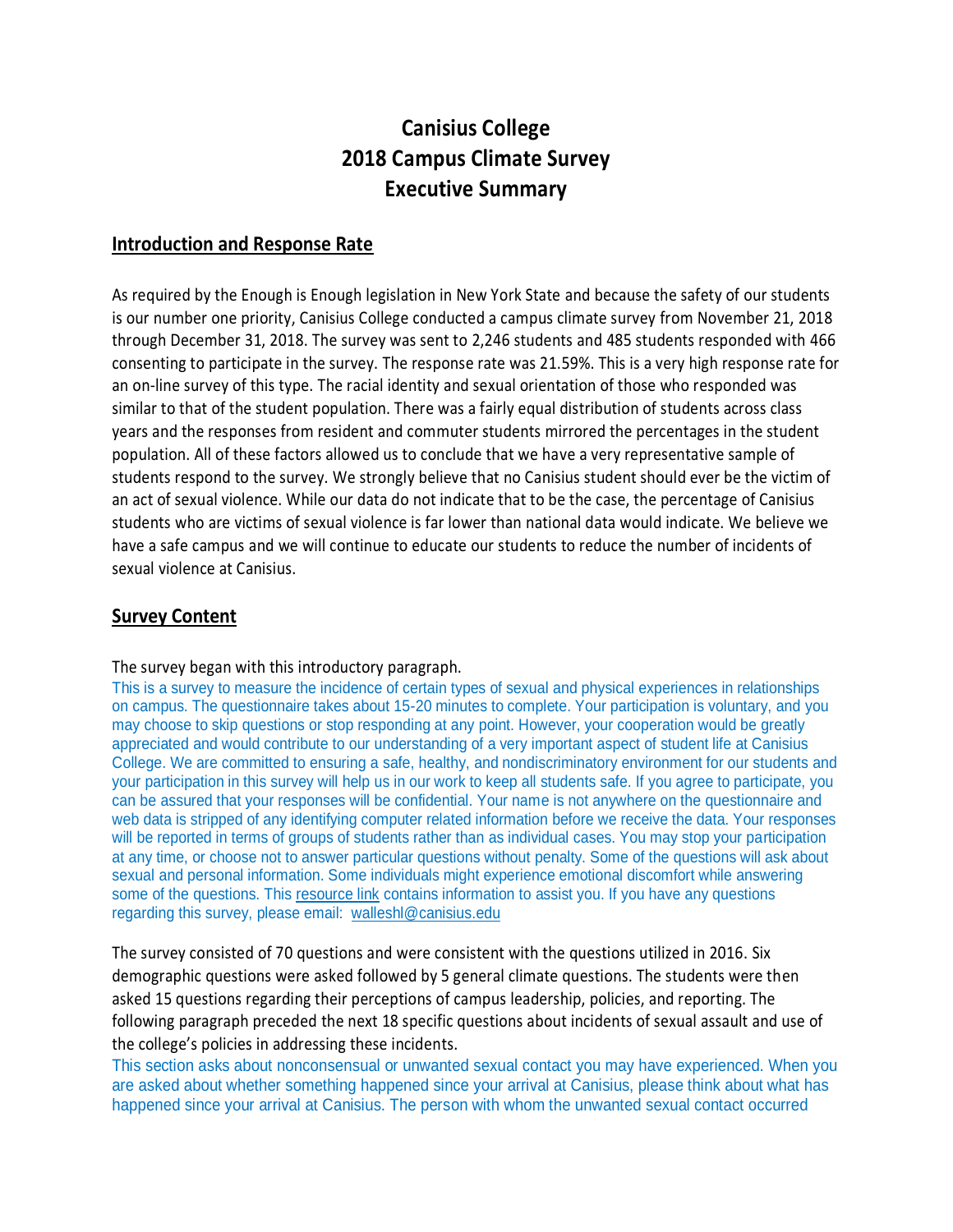# Canisius College
# 2018 Campus Climate Survey
# Executive Summary

## Introduction and Response Rate

As required by the Enough is Enough legislation in New York State and because the safety of our students is our number one priority, Canisius College conducted a campus climate survey from November 21, 2018 through December 31, 2018. The survey was sent to 2,246 students and 485 students responded with 466 consenting to participate in the survey. The response rate was 21.59%. This is a very high response rate for an on-line survey of this type. The racial identity and sexual orientation of those who responded was similar to that of the student population. There was a fairly equal distribution of students across class years and the responses from resident and commuter students mirrored the percentages in the student population. All of these factors allowed us to conclude that we have a very representative sample of students respond to the survey. We strongly believe that no Canisius student should ever be the victim of an act of sexual violence. While our data do not indicate that to be the case, the percentage of Canisius students who are victims of sexual violence is far lower than national data would indicate. We believe we have a safe campus and we will continue to educate our students to reduce the number of incidents of sexual violence at Canisius.

## Survey Content

The survey began with this introductory paragraph.

This is a survey to measure the incidence of certain types of sexual and physical experiences in relationships on campus. The questionnaire takes about 15-20 minutes to complete. Your participation is voluntary, and you may choose to skip questions or stop responding at any point. However, your cooperation would be greatly appreciated and would contribute to our understanding of a very important aspect of student life at Canisius College. We are committed to ensuring a safe, healthy, and nondiscriminatory environment for our students and your participation in this survey will help us in our work to keep all students safe. If you agree to participate, you can be assured that your responses will be confidential. Your name is not anywhere on the questionnaire and web data is stripped of any identifying computer related information before we receive the data. Your responses will be reported in terms of groups of students rather than as individual cases. You may stop your participation at any time, or choose not to answer particular questions without penalty. Some of the questions will ask about sexual and personal information. Some individuals might experience emotional discomfort while answering some of the questions. This resource link contains information to assist you. If you have any questions regarding this survey, please email: walleshl@canisius.edu

The survey consisted of 70 questions and were consistent with the questions utilized in 2016. Six demographic questions were asked followed by 5 general climate questions. The students were then asked 15 questions regarding their perceptions of campus leadership, policies, and reporting. The following paragraph preceded the next 18 specific questions about incidents of sexual assault and use of the college's policies in addressing these incidents.

This section asks about nonconsensual or unwanted sexual contact you may have experienced. When you are asked about whether something happened since your arrival at Canisius, please think about what has happened since your arrival at Canisius. The person with whom the unwanted sexual contact occurred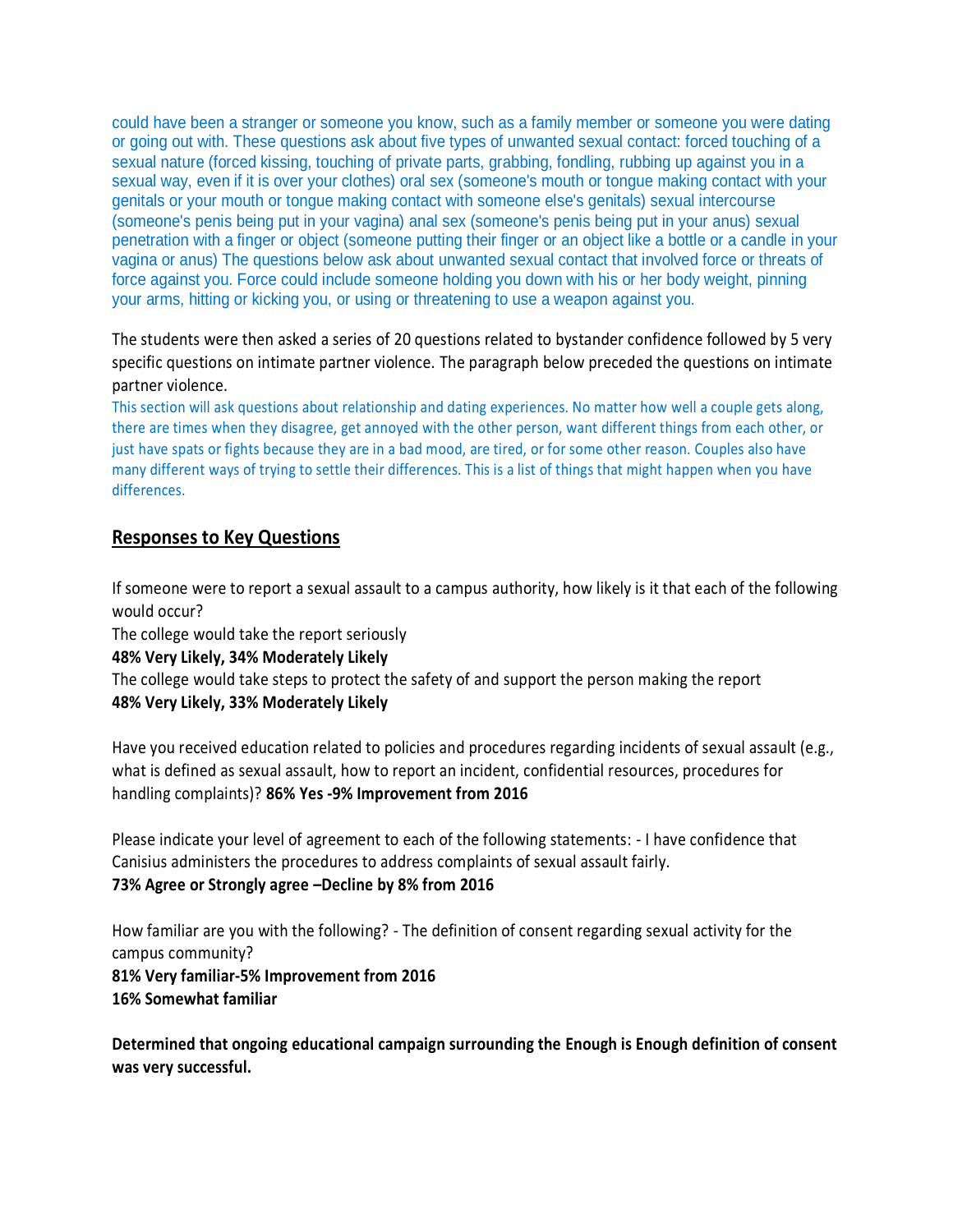could have been a stranger or someone you know, such as a family member or someone you were dating or going out with. These questions ask about five types of unwanted sexual contact: forced touching of a sexual nature (forced kissing, touching of private parts, grabbing, fondling, rubbing up against you in a sexual way, even if it is over your clothes) oral sex (someone's mouth or tongue making contact with your genitals or your mouth or tongue making contact with someone else's genitals) sexual intercourse (someone's penis being put in your vagina) anal sex (someone's penis being put in your anus) sexual penetration with a finger or object (someone putting their finger or an object like a bottle or a candle in your vagina or anus) The questions below ask about unwanted sexual contact that involved force or threats of force against you. Force could include someone holding you down with his or her body weight, pinning your arms, hitting or kicking you, or using or threatening to use a weapon against you.

The students were then asked a series of 20 questions related to bystander confidence followed by 5 very specific questions on intimate partner violence. The paragraph below preceded the questions on intimate partner violence.

This section will ask questions about relationship and dating experiences. No matter how well a couple gets along, there are times when they disagree, get annoyed with the other person, want different things from each other, or just have spats or fights because they are in a bad mood, are tired, or for some other reason. Couples also have many different ways of trying to settle their differences. This is a list of things that might happen when you have differences.

## Responses to Key Questions

If someone were to report a sexual assault to a campus authority, how likely is it that each of the following would occur?

The college would take the report seriously

**48% Very Likely, 34% Moderately Likely**

The college would take steps to protect the safety of and support the person making the report

**48% Very Likely, 33% Moderately Likely**

Have you received education related to policies and procedures regarding incidents of sexual assault (e.g., what is defined as sexual assault, how to report an incident, confidential resources, procedures for handling complaints)? **86% Yes -9% Improvement from 2016**

Please indicate your level of agreement to each of the following statements: - I have confidence that Canisius administers the procedures to address complaints of sexual assault fairly.

**73% Agree or Strongly agree –Decline by 8% from 2016**

How familiar are you with the following? - The definition of consent regarding sexual activity for the campus community?

**81% Very familiar-5% Improvement from 2016**

**16% Somewhat familiar**

**Determined that ongoing educational campaign surrounding the Enough is Enough definition of consent was very successful.**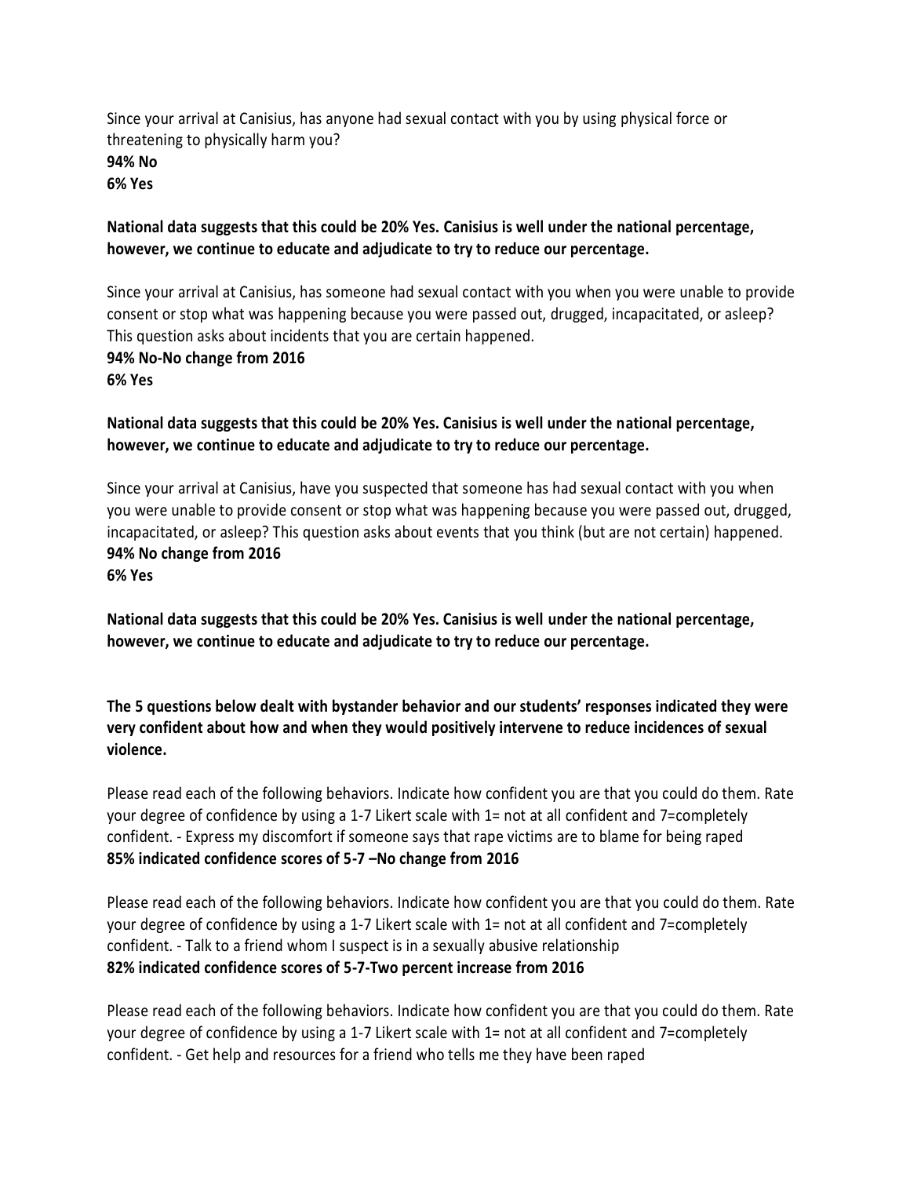Since your arrival at Canisius, has anyone had sexual contact with you by using physical force or threatening to physically harm you?
**94% No**
**6% Yes**

**National data suggests that this could be 20% Yes. Canisius is well under the national percentage, however, we continue to educate and adjudicate to try to reduce our percentage.**

Since your arrival at Canisius, has someone had sexual contact with you when you were unable to provide consent or stop what was happening because you were passed out, drugged, incapacitated, or asleep? This question asks about incidents that you are certain happened.
**94% No-No change from 2016**
**6% Yes**

**National data suggests that this could be 20% Yes. Canisius is well under the national percentage, however, we continue to educate and adjudicate to try to reduce our percentage.**

Since your arrival at Canisius, have you suspected that someone has had sexual contact with you when you were unable to provide consent or stop what was happening because you were passed out, drugged, incapacitated, or asleep? This question asks about events that you think (but are not certain) happened.
**94% No change from 2016**
**6% Yes**

**National data suggests that this could be 20% Yes. Canisius is well under the national percentage, however, we continue to educate and adjudicate to try to reduce our percentage.**

**The 5 questions below dealt with bystander behavior and our students' responses indicated they were very confident about how and when they would positively intervene to reduce incidences of sexual violence.**

Please read each of the following behaviors. Indicate how confident you are that you could do them. Rate your degree of confidence by using a 1-7 Likert scale with 1= not at all confident and 7=completely confident. - Express my discomfort if someone says that rape victims are to blame for being raped
**85% indicated confidence scores of 5-7 –No change from 2016**

Please read each of the following behaviors. Indicate how confident you are that you could do them. Rate your degree of confidence by using a 1-7 Likert scale with 1= not at all confident and 7=completely confident. - Talk to a friend whom I suspect is in a sexually abusive relationship
**82% indicated confidence scores of 5-7-Two percent increase from 2016**

Please read each of the following behaviors. Indicate how confident you are that you could do them. Rate your degree of confidence by using a 1-7 Likert scale with 1= not at all confident and 7=completely confident. - Get help and resources for a friend who tells me they have been raped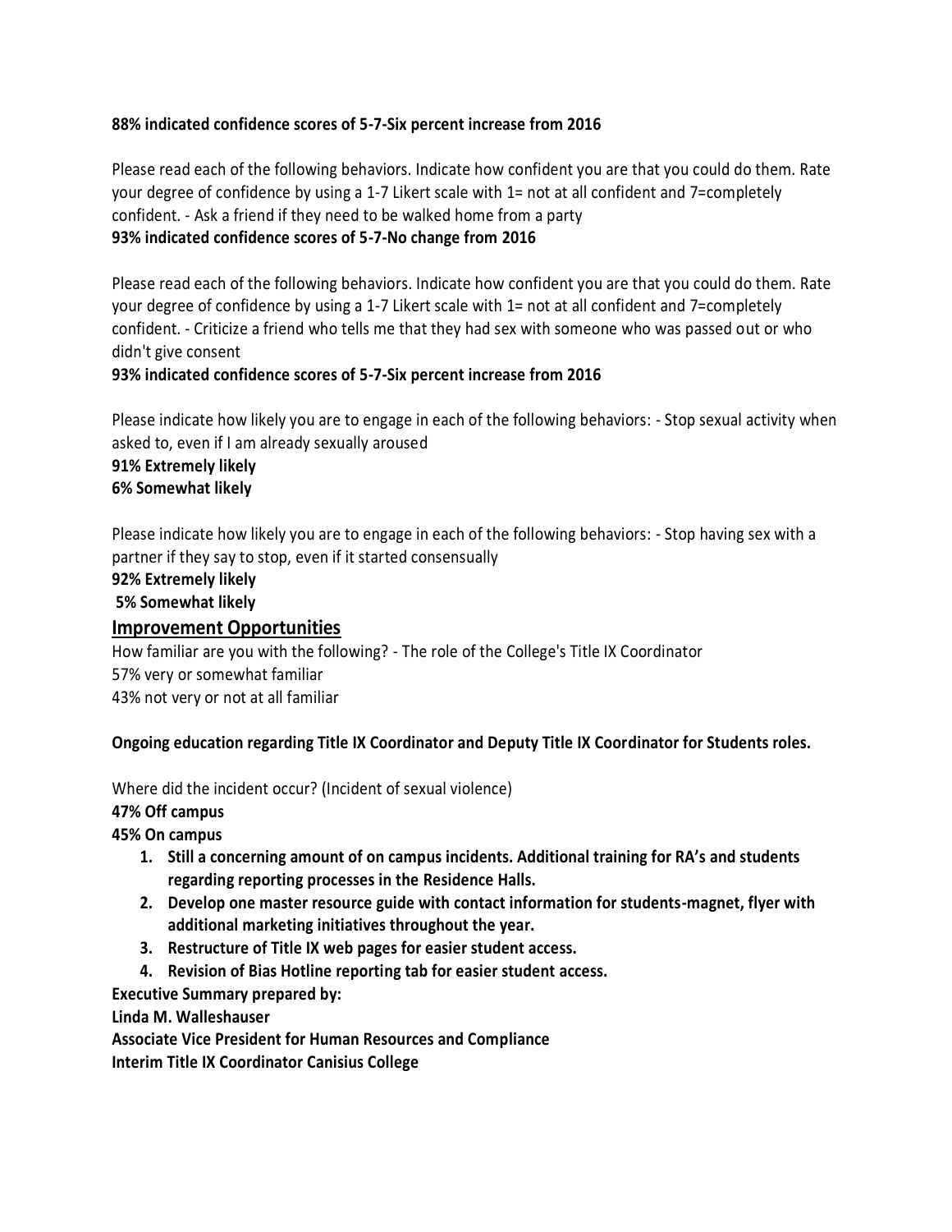**88% indicated confidence scores of 5-7-Six percent increase from 2016**

Please read each of the following behaviors. Indicate how confident you are that you could do them. Rate your degree of confidence by using a 1-7 Likert scale with 1= not at all confident and 7=completely confident. - Ask a friend if they need to be walked home from a party

**93% indicated confidence scores of 5-7-No change from 2016**

Please read each of the following behaviors. Indicate how confident you are that you could do them. Rate your degree of confidence by using a 1-7 Likert scale with 1= not at all confident and 7=completely confident. - Criticize a friend who tells me that they had sex with someone who was passed out or who didn't give consent

**93% indicated confidence scores of 5-7-Six percent increase from 2016**

Please indicate how likely you are to engage in each of the following behaviors: - Stop sexual activity when asked to, even if I am already sexually aroused

**91% Extremely likely**
**6% Somewhat likely**

Please indicate how likely you are to engage in each of the following behaviors: - Stop having sex with a partner if they say to stop, even if it started consensually

**92% Extremely likely**
**5% Somewhat likely**

## Improvement Opportunities

How familiar are you with the following? - The role of the College's Title IX Coordinator
57% very or somewhat familiar
43% not very or not at all familiar

**Ongoing education regarding Title IX Coordinator and Deputy Title IX Coordinator for Students roles.**

Where did the incident occur? (Incident of sexual violence)

**47% Off campus**
**45% On campus**

1. **Still a concerning amount of on campus incidents. Additional training for RA's and students regarding reporting processes in the Residence Halls.**
2. **Develop one master resource guide with contact information for students-magnet, flyer with additional marketing initiatives throughout the year.**
3. **Restructure of Title IX web pages for easier student access.**
4. **Revision of Bias Hotline reporting tab for easier student access.**

**Executive Summary prepared by:**
**Linda M. Walleshauser**
**Associate Vice President for Human Resources and Compliance**
**Interim Title IX Coordinator Canisius College**